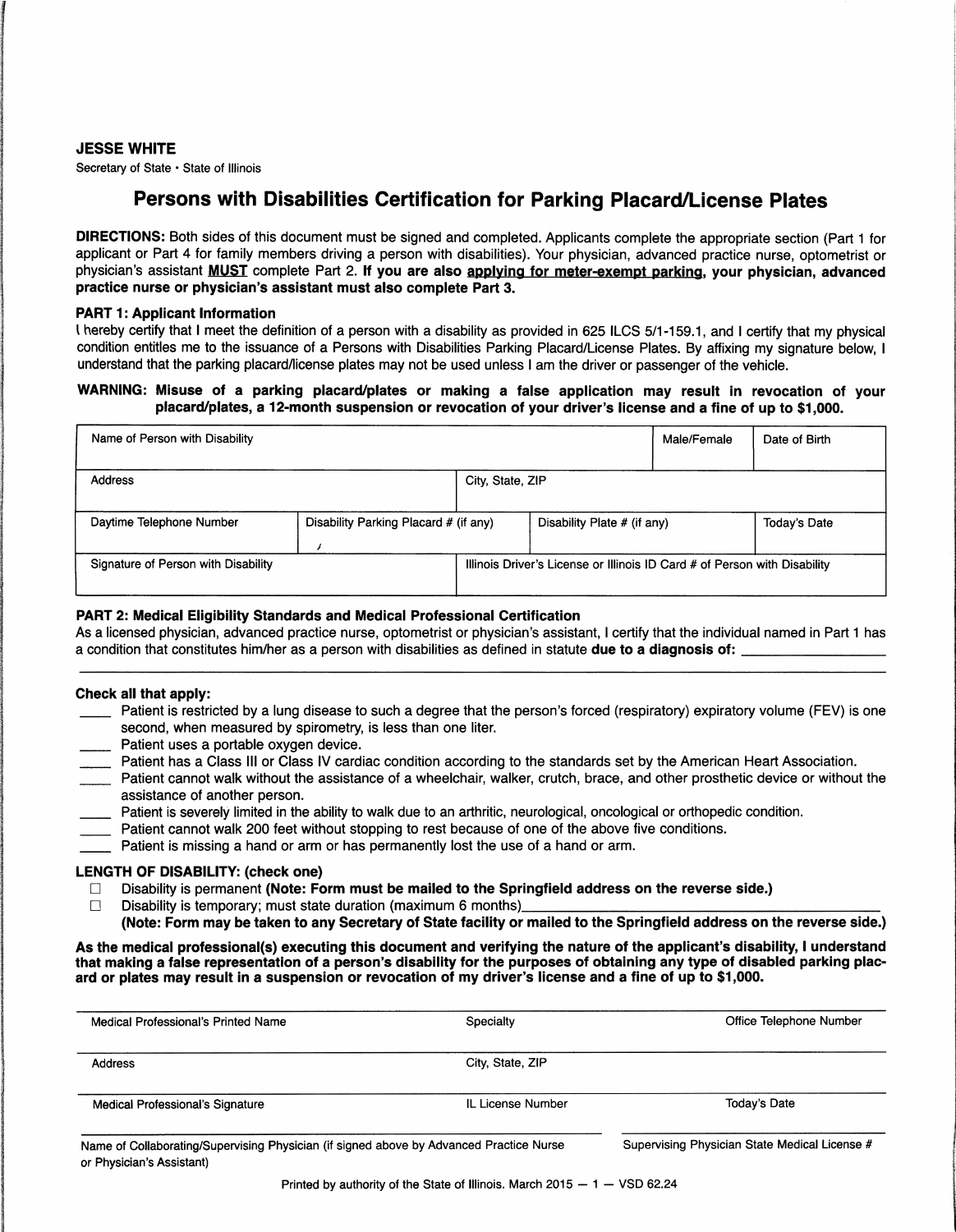**JESSE WHITE**
Secretary of State • State of Illinois

# Persons with Disabilities Certification for Parking Placard/License Plates

**DIRECTIONS:** Both sides of this document must be signed and completed. Applicants complete the appropriate section (Part 1 for applicant or Part 4 for family members driving a person with disabilities). Your physician, advanced practice nurse, optometrist or physician's assistant **MUST** complete Part 2. **If you are also applying for meter-exempt parking, your physician, advanced practice nurse or physician's assistant must also complete Part 3.**

### PART 1: Applicant Information

I hereby certify that I meet the definition of a person with a disability as provided in 625 ILCS 5/1-159.1, and I certify that my physical condition entitles me to the issuance of a Persons with Disabilities Parking Placard/License Plates. By affixing my signature below, I understand that the parking placard/license plates may not be used unless I am the driver or passenger of the vehicle.

**WARNING: Misuse of a parking placard/plates or making a false application may result in revocation of your placard/plates, a 12-month suspension or revocation of your driver's license and a fine of up to $1,000.**

| Name of Person with Disability | | | Male/Female | Date of Birth |
|---|---|---|---|---|
| **Address** | | **City, State, ZIP** | | |
| **Daytime Telephone Number** | **Disability Parking Placard # (if any)** | **Disability Plate # (if any)** | | **Today's Date** |
| **Signature of Person with Disability** | | **Illinois Driver's License or Illinois ID Card # of Person with Disability** | | |

### PART 2: Medical Eligibility Standards and Medical Professional Certification

As a licensed physician, advanced practice nurse, optometrist or physician's assistant, I certify that the individual named in Part 1 has a condition that constitutes him/her as a person with disabilities as defined in statute **due to a diagnosis of:** ____________________

**Check all that apply:**

- ____ Patient is restricted by a lung disease to such a degree that the person's forced (respiratory) expiratory volume (FEV) is one second, when measured by spirometry, is less than one liter.
- ____ Patient uses a portable oxygen device.
- ____ Patient has a Class III or Class IV cardiac condition according to the standards set by the American Heart Association.
- ____ Patient cannot walk without the assistance of a wheelchair, walker, crutch, brace, and other prosthetic device or without the assistance of another person.
- ____ Patient is severely limited in the ability to walk due to an arthritic, neurological, oncological or orthopedic condition.
- ____ Patient cannot walk 200 feet without stopping to rest because of one of the above five conditions.
- ____ Patient is missing a hand or arm or has permanently lost the use of a hand or arm.

**LENGTH OF DISABILITY: (check one)**

- ☐ Disability is permanent **(Note: Form must be mailed to the Springfield address on the reverse side.)**
- ☐ Disability is temporary; must state duration (maximum 6 months)____________________
  **(Note: Form may be taken to any Secretary of State facility or mailed to the Springfield address on the reverse side.)**

**As the medical professional(s) executing this document and verifying the nature of the applicant's disability, I understand that making a false representation of a person's disability for the purposes of obtaining any type of disabled parking placard or plates may result in a suspension or revocation of my driver's license and a fine of up to $1,000.**

| Medical Professional's Printed Name | Specialty | Office Telephone Number |
|---|---|---|
| **Address** | **City, State, ZIP** | |
| **Medical Professional's Signature** | **IL License Number** | **Today's Date** |

Name of Collaborating/Supervising Physician (if signed above by Advanced Practice Nurse or Physician's Assistant) ____________________

Supervising Physician State Medical License # ____________________

Printed by authority of the State of Illinois. March 2015 — 1 — VSD 62.24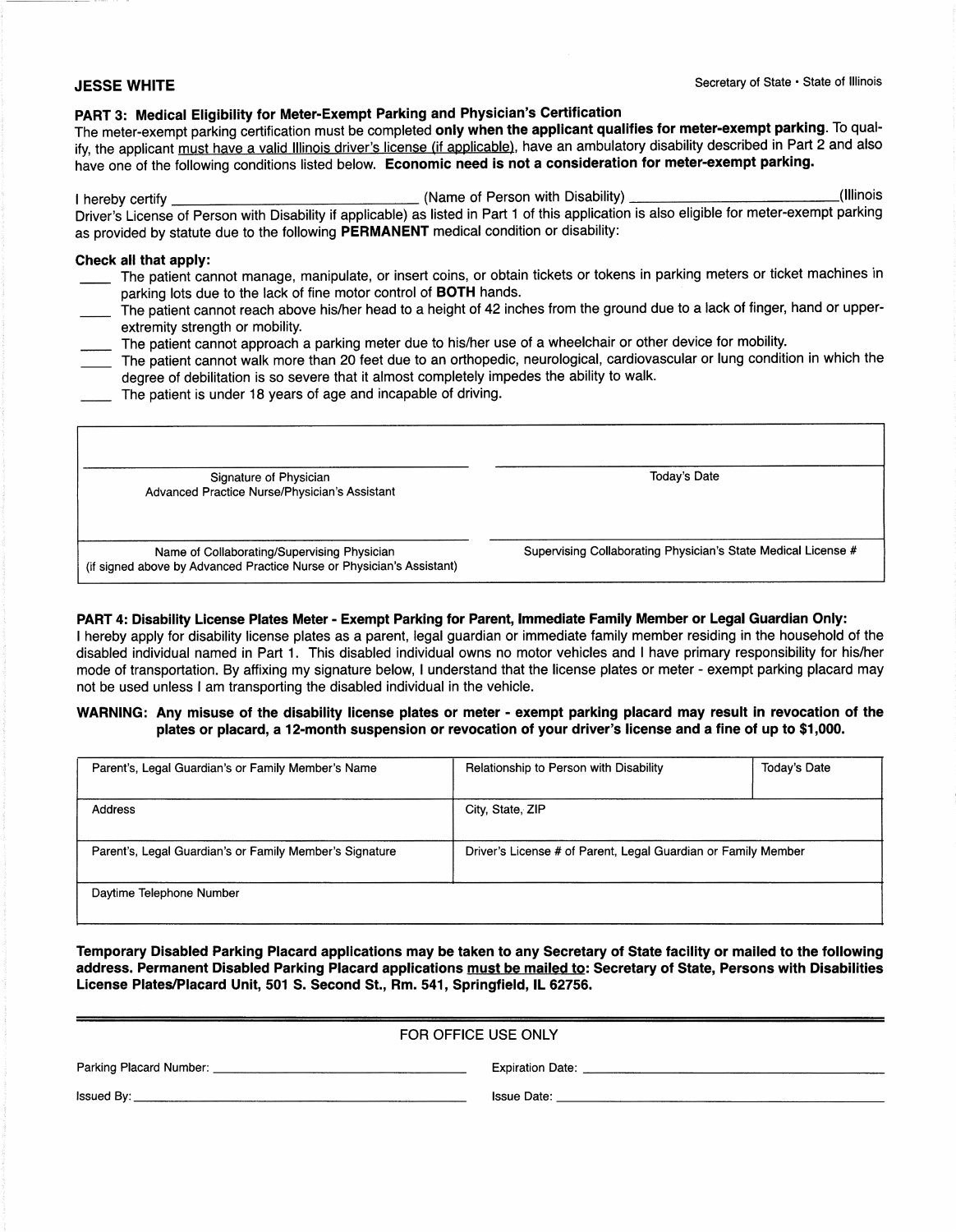**JESSE WHITE**

Secretary of State • State of Illinois

### PART 3: Medical Eligibility for Meter-Exempt Parking and Physician's Certification

The meter-exempt parking certification must be completed **only when the applicant qualifies for meter-exempt parking**. To qualify, the applicant must have a valid Illinois driver's license (if applicable), have an ambulatory disability described in Part 2 and also have one of the following conditions listed below. **Economic need is not a consideration for meter-exempt parking.**

I hereby certify ______________________________ (Name of Person with Disability) ______________________________(Illinois Driver's License of Person with Disability if applicable) as listed in Part 1 of this application is also eligible for meter-exempt parking as provided by statute due to the following **PERMANENT** medical condition or disability:

**Check all that apply:**

- ____ The patient cannot manage, manipulate, or insert coins, or obtain tickets or tokens in parking meters or ticket machines in parking lots due to the lack of fine motor control of **BOTH** hands.
- ____ The patient cannot reach above his/her head to a height of 42 inches from the ground due to a lack of finger, hand or upper-extremity strength or mobility.
- ____ The patient cannot approach a parking meter due to his/her use of a wheelchair or other device for mobility.
- ____ The patient cannot walk more than 20 feet due to an orthopedic, neurological, cardiovascular or lung condition in which the degree of debilitation is so severe that it almost completely impedes the ability to walk.
- ____ The patient is under 18 years of age and incapable of driving.

| | |
|---|---|
| Signature of Physician<br>Advanced Practice Nurse/Physician's Assistant | Today's Date |
| Name of Collaborating/Supervising Physician<br>(if signed above by Advanced Practice Nurse or Physician's Assistant) | Supervising Collaborating Physician's State Medical License # |

### PART 4: Disability License Plates Meter - Exempt Parking for Parent, Immediate Family Member or Legal Guardian Only:

I hereby apply for disability license plates as a parent, legal guardian or immediate family member residing in the household of the disabled individual named in Part 1. This disabled individual owns no motor vehicles and I have primary responsibility for his/her mode of transportation. By affixing my signature below, I understand that the license plates or meter - exempt parking placard may not be used unless I am transporting the disabled individual in the vehicle.

**WARNING: Any misuse of the disability license plates or meter - exempt parking placard may result in revocation of the plates or placard, a 12-month suspension or revocation of your driver's license and a fine of up to $1,000.**

| | | |
|---|---|---|
| Parent's, Legal Guardian's or Family Member's Name | Relationship to Person with Disability | Today's Date |
| Address | City, State, ZIP | |
| Parent's, Legal Guardian's or Family Member's Signature | Driver's License # of Parent, Legal Guardian or Family Member | |
| Daytime Telephone Number | | |

**Temporary Disabled Parking Placard applications may be taken to any Secretary of State facility or mailed to the following address. Permanent Disabled Parking Placard applications must be mailed to: Secretary of State, Persons with Disabilities License Plates/Placard Unit, 501 S. Second St., Rm. 541, Springfield, IL 62756.**

FOR OFFICE USE ONLY

Parking Placard Number: ______________________ Expiration Date: ______________________

Issued By: ______________________ Issue Date: ______________________